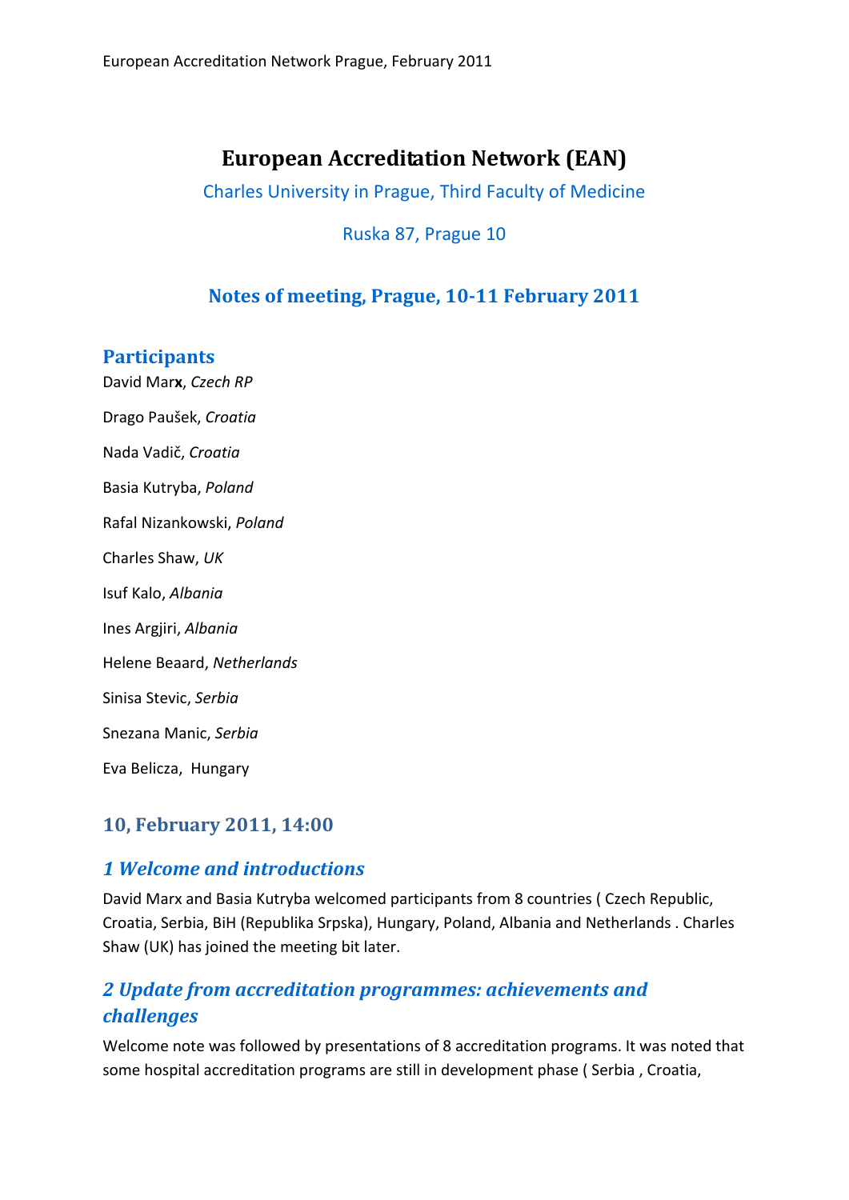# European Accreditation Network (EAN)

Charles University in Prague, Third Faculty of Medicine

Ruska 87, Prague 10

## Notes of meeting, Prague, 10-11 February 2011

## Participants

David Marx, *Czech RP*

Drago Paušek, *Croatia*

Nada Vadič, *Croatia*

Basia Kutryba, *Poland*

Rafal Nizankowski, *Poland*

Charles Shaw, *UK*

Isuf Kalo, *Albania*

Ines Argjiri, *Albania*

Helene Beaard, *Netherlands*

Sinisa Stevic, *Serbia*

Snezana Manic, *Serbia*

Eva Belicza, Hungary

## 10, February 2011, 14:00

### *1 Welcome and introductions*

David Marx and Basia Kutryba welcomed participants from 8 countries ( Czech Republic, Croatia, Serbia, BiH (Republika Srpska), Hungary, Poland, Albania and Netherlands . Charles Shaw (UK) has joined the meeting bit later.

### *2 Update from accreditation programmes: achievements and challenges*

Welcome note was followed by presentations of 8 accreditation programs. It was noted that some hospital accreditation programs are still in development phase ( Serbia , Croatia,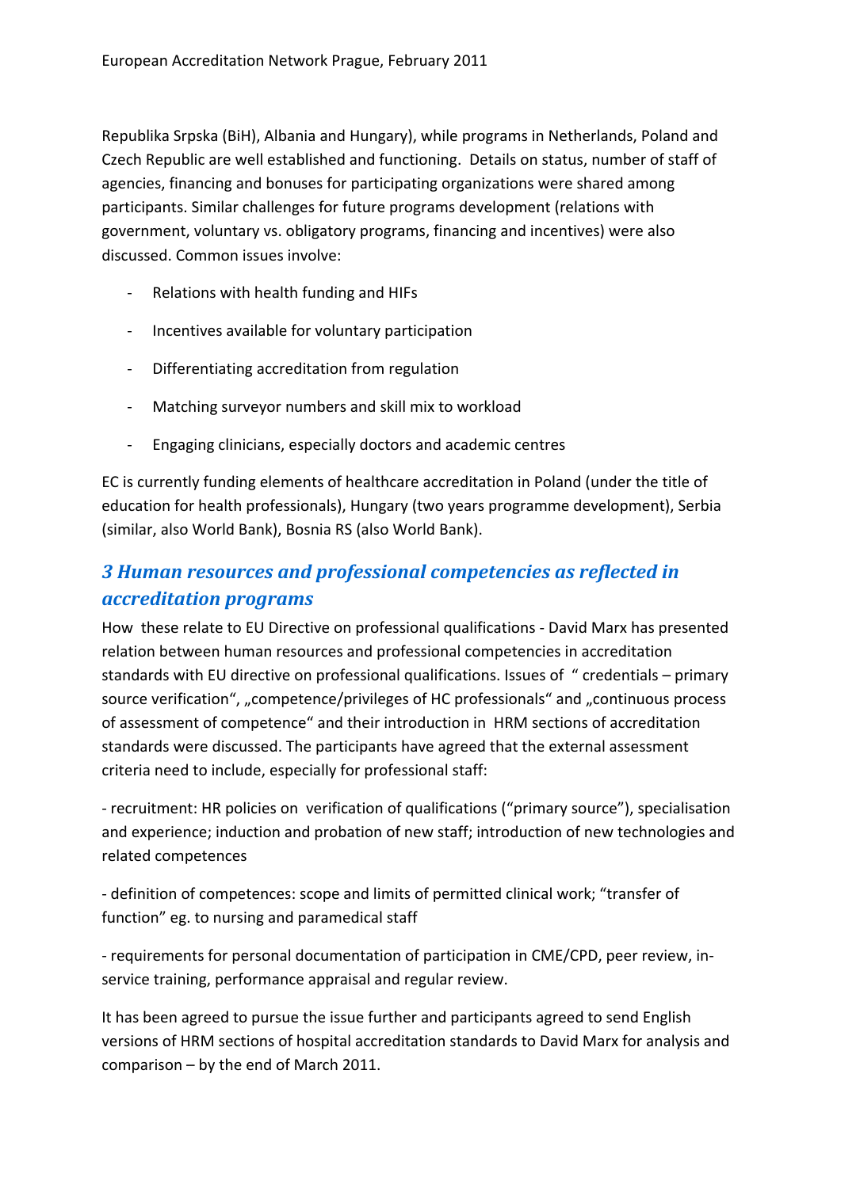Republika Srpska (BiH), Albania and Hungary), while programs in Netherlands, Poland and Czech Republic are well established and functioning. Details on status, number of staff of agencies, financing and bonuses for participating organizations were shared among participants. Similar challenges for future programs development (relations with government, voluntary vs. obligatory programs, financing and incentives) were also discussed. Common issues involve:

- Relations with health funding and HIFs
- Incentives available for voluntary participation
- Differentiating accreditation from regulation
- Matching surveyor numbers and skill mix to workload
- Engaging clinicians, especially doctors and academic centres

EC is currently funding elements of healthcare accreditation in Poland (under the title of education for health professionals), Hungary (two years programme development), Serbia (similar, also World Bank), Bosnia RS (also World Bank).

## *3 Human resources and professional competencies as reflected in accreditation programs*

How these relate to EU Directive on professional qualifications - David Marx has presented relation between human resources and professional competencies in accreditation standards with EU directive on professional qualifications. Issues of " credentials – primary source verification", „competence/privileges of HC professionals" and „continuous process of assessment of competence" and their introduction in HRM sections of accreditation standards were discussed. The participants have agreed that the external assessment criteria need to include, especially for professional staff:

- recruitment: HR policies on verification of qualifications ("primary source"), specialisation and experience; induction and probation of new staff; introduction of new technologies and related competences

- definition of competences: scope and limits of permitted clinical work; "transfer of function" eg. to nursing and paramedical staff

- requirements for personal documentation of participation in CME/CPD, peer review, in-service training, performance appraisal and regular review.

It has been agreed to pursue the issue further and participants agreed to send English versions of HRM sections of hospital accreditation standards to David Marx for analysis and comparison – by the end of March 2011.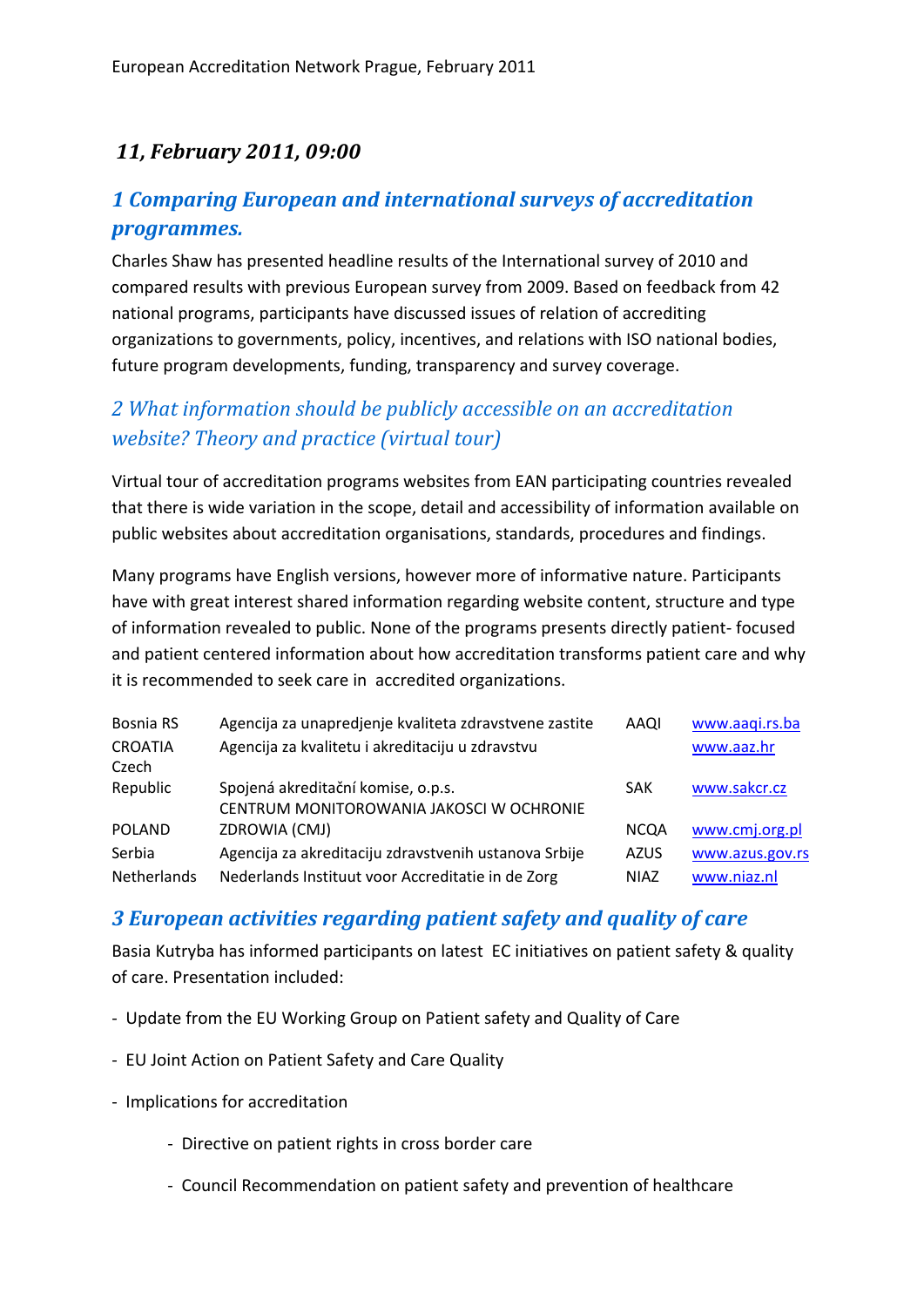### *11, February 2011, 09:00*

## *1 Comparing European and international surveys of accreditation programmes.*

Charles Shaw has presented headline results of the International survey of 2010 and compared results with previous European survey from 2009. Based on feedback from 42 national programs, participants have discussed issues of relation of accrediting organizations to governments, policy, incentives, and relations with ISO national bodies, future program developments, funding, transparency and survey coverage.

## *2 What information should be publicly accessible on an accreditation website? Theory and practice (virtual tour)*

Virtual tour of accreditation programs websites from EAN participating countries revealed that there is wide variation in the scope, detail and accessibility of information available on public websites about accreditation organisations, standards, procedures and findings.

Many programs have English versions, however more of informative nature. Participants have with great interest shared information regarding website content, structure and type of information revealed to public. None of the programs presents directly patient- focused and patient centered information about how accreditation transforms patient care and why it is recommended to seek care in accredited organizations.

| | | | |
|---|---|---|---|
| Bosnia RS | Agencija za unapredjenje kvaliteta zdravstvene zastite | AAQI | www.aaqi.rs.ba |
| CROATIA | Agencija za kvalitetu i akreditaciju u zdravstvu | | www.aaz.hr |
| Czech Republic | Spojená akreditační komise, o.p.s. | SAK | www.sakcr.cz |
| POLAND | CENTRUM MONITOROWANIA JAKOSCI W OCHRONIE ZDROWIA (CMJ) | NCQA | www.cmj.org.pl |
| Serbia | Agencija za akreditaciju zdravstvenih ustanova Srbije | AZUS | www.azus.gov.rs |
| Netherlands | Nederlands Instituut voor Accreditatie in de Zorg | NIAZ | www.niaz.nl |

## *3 European activities regarding patient safety and quality of care*

Basia Kutryba has informed participants on latest EC initiatives on patient safety & quality of care. Presentation included:

- Update from the EU Working Group on Patient safety and Quality of Care
- EU Joint Action on Patient Safety and Care Quality
- Implications for accreditation
    - Directive on patient rights in cross border care
    - Council Recommendation on patient safety and prevention of healthcare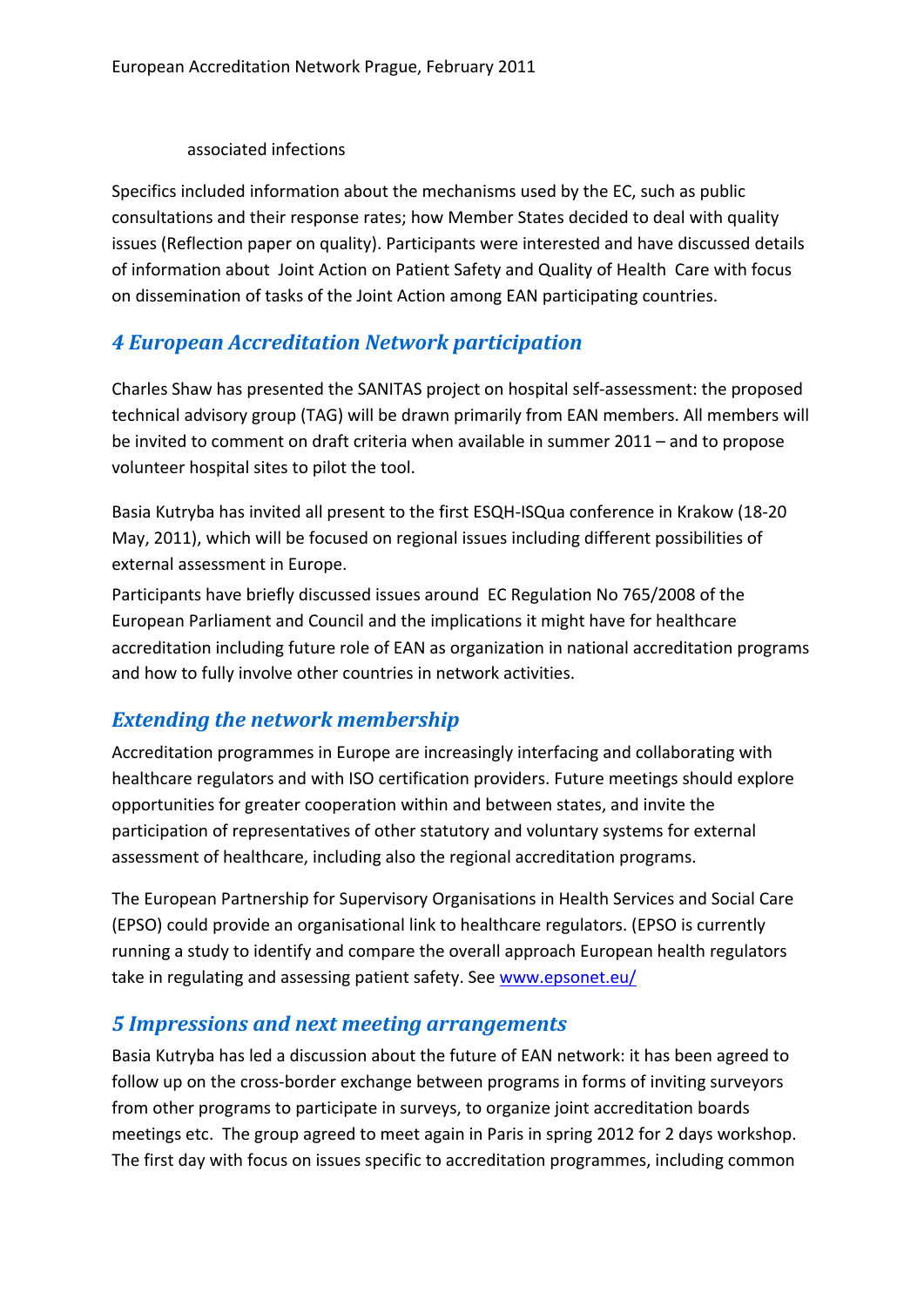associated infections

Specifics included information about the mechanisms used by the EC, such as public consultations and their response rates; how Member States decided to deal with quality issues (Reflection paper on quality). Participants were interested and have discussed details of information about Joint Action on Patient Safety and Quality of Health Care with focus on dissemination of tasks of the Joint Action among EAN participating countries.

## *4 European Accreditation Network participation*

Charles Shaw has presented the SANITAS project on hospital self-assessment: the proposed technical advisory group (TAG) will be drawn primarily from EAN members. All members will be invited to comment on draft criteria when available in summer 2011 – and to propose volunteer hospital sites to pilot the tool.

Basia Kutryba has invited all present to the first ESQH-ISQua conference in Krakow (18-20 May, 2011), which will be focused on regional issues including different possibilities of external assessment in Europe.

Participants have briefly discussed issues around EC Regulation No 765/2008 of the European Parliament and Council and the implications it might have for healthcare accreditation including future role of EAN as organization in national accreditation programs and how to fully involve other countries in network activities.

## *Extending the network membership*

Accreditation programmes in Europe are increasingly interfacing and collaborating with healthcare regulators and with ISO certification providers. Future meetings should explore opportunities for greater cooperation within and between states, and invite the participation of representatives of other statutory and voluntary systems for external assessment of healthcare, including also the regional accreditation programs.

The European Partnership for Supervisory Organisations in Health Services and Social Care (EPSO) could provide an organisational link to healthcare regulators. (EPSO is currently running a study to identify and compare the overall approach European health regulators take in regulating and assessing patient safety. See www.epsonet.eu/

## *5 Impressions and next meeting arrangements*

Basia Kutryba has led a discussion about the future of EAN network: it has been agreed to follow up on the cross-border exchange between programs in forms of inviting surveyors from other programs to participate in surveys, to organize joint accreditation boards meetings etc. The group agreed to meet again in Paris in spring 2012 for 2 days workshop. The first day with focus on issues specific to accreditation programmes, including common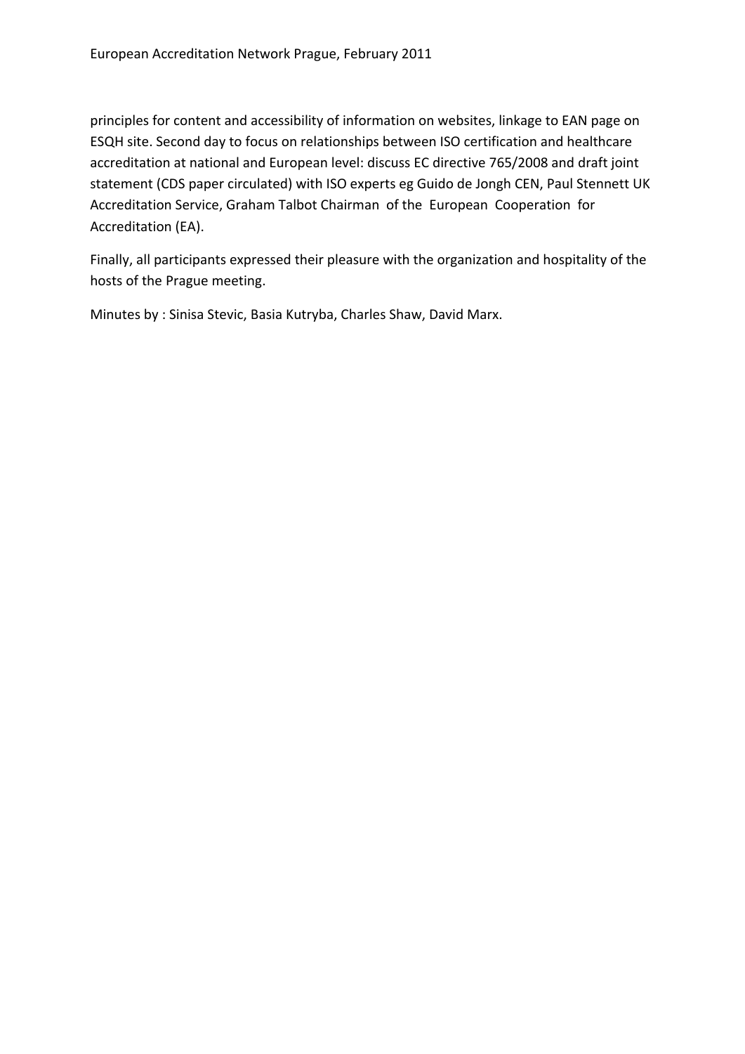principles for content and accessibility of information on websites, linkage to EAN page on ESQH site. Second day to focus on relationships between ISO certification and healthcare accreditation at national and European level: discuss EC directive 765/2008 and draft joint statement (CDS paper circulated) with ISO experts eg Guido de Jongh CEN, Paul Stennett UK Accreditation Service, Graham Talbot Chairman of the European Cooperation for Accreditation (EA).

Finally, all participants expressed their pleasure with the organization and hospitality of the hosts of the Prague meeting.

Minutes by : Sinisa Stevic, Basia Kutryba, Charles Shaw, David Marx.